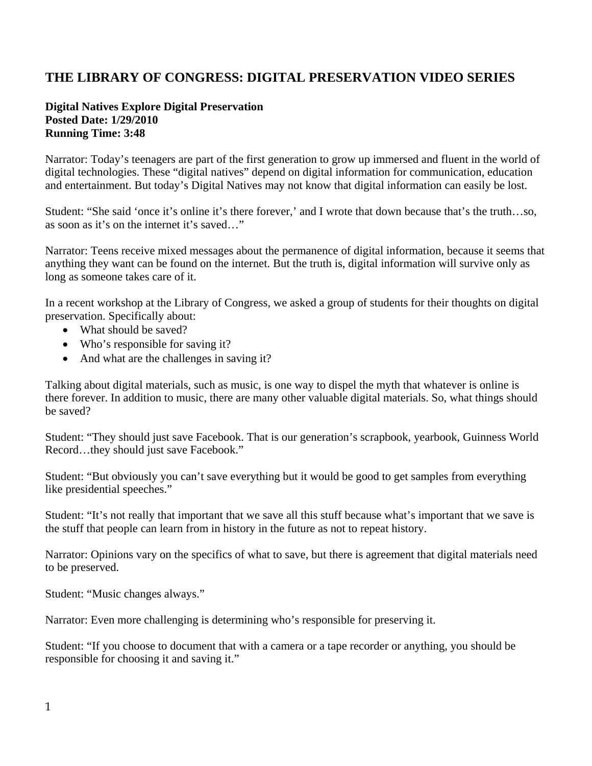## THE LIBRARY OF CONGRESS: DIGITAL PRESERVATION VIDEO SERIES

**Digital Natives Explore Digital Preservation**
**Posted Date: 1/29/2010**
**Running Time: 3:48**

Narrator: Today's teenagers are part of the first generation to grow up immersed and fluent in the world of digital technologies. These "digital natives" depend on digital information for communication, education and entertainment. But today's Digital Natives may not know that digital information can easily be lost.

Student: "She said 'once it's online it's there forever,' and I wrote that down because that's the truth…so, as soon as it's on the internet it's saved…"

Narrator: Teens receive mixed messages about the permanence of digital information, because it seems that anything they want can be found on the internet. But the truth is, digital information will survive only as long as someone takes care of it.

In a recent workshop at the Library of Congress, we asked a group of students for their thoughts on digital preservation. Specifically about:

- What should be saved?
- Who's responsible for saving it?
- And what are the challenges in saving it?

Talking about digital materials, such as music, is one way to dispel the myth that whatever is online is there forever. In addition to music, there are many other valuable digital materials. So, what things should be saved?

Student: "They should just save Facebook. That is our generation's scrapbook, yearbook, Guinness World Record…they should just save Facebook."

Student: "But obviously you can't save everything but it would be good to get samples from everything like presidential speeches."

Student: "It's not really that important that we save all this stuff because what's important that we save is the stuff that people can learn from in history in the future as not to repeat history.

Narrator: Opinions vary on the specifics of what to save, but there is agreement that digital materials need to be preserved.

Student: "Music changes always."

Narrator: Even more challenging is determining who's responsible for preserving it.

Student: "If you choose to document that with a camera or a tape recorder or anything, you should be responsible for choosing it and saving it."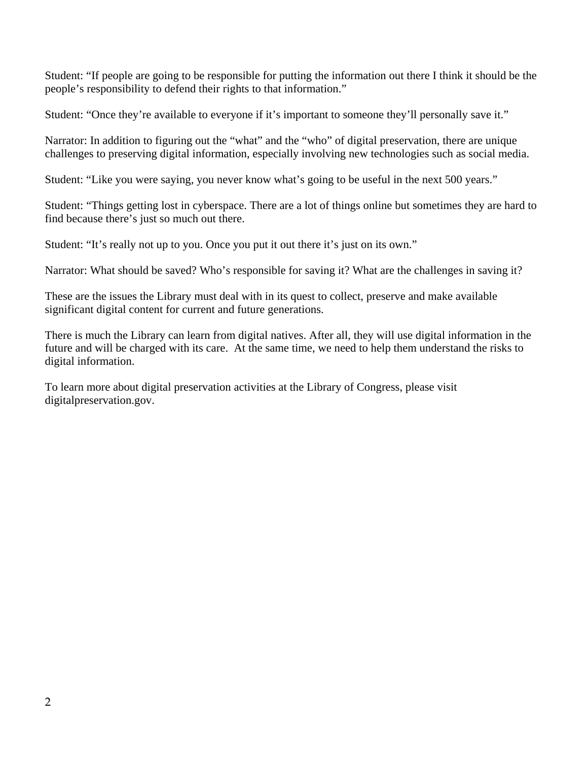Student: “If people are going to be responsible for putting the information out there I think it should be the people’s responsibility to defend their rights to that information.”

Student: “Once they’re available to everyone if it’s important to someone they’ll personally save it.”

Narrator: In addition to figuring out the “what” and the “who” of digital preservation, there are unique challenges to preserving digital information, especially involving new technologies such as social media.

Student: “Like you were saying, you never know what’s going to be useful in the next 500 years.”

Student: “Things getting lost in cyberspace. There are a lot of things online but sometimes they are hard to find because there’s just so much out there.

Student: “It’s really not up to you. Once you put it out there it’s just on its own.”

Narrator: What should be saved? Who’s responsible for saving it? What are the challenges in saving it?

These are the issues the Library must deal with in its quest to collect, preserve and make available significant digital content for current and future generations.

There is much the Library can learn from digital natives. After all, they will use digital information in the future and will be charged with its care. At the same time, we need to help them understand the risks to digital information.

To learn more about digital preservation activities at the Library of Congress, please visit digitalpreservation.gov.